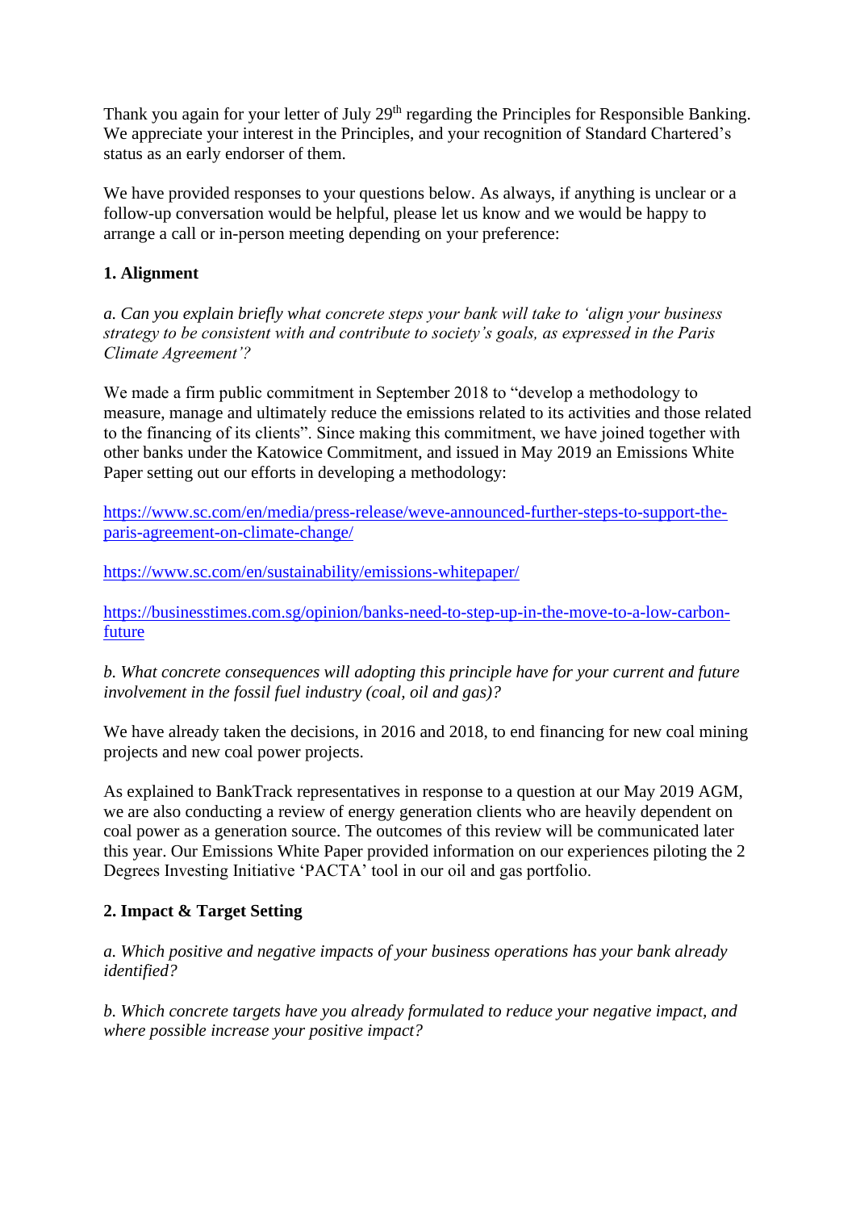Thank you again for your letter of July 29th regarding the Principles for Responsible Banking. We appreciate your interest in the Principles, and your recognition of Standard Chartered's status as an early endorser of them.

We have provided responses to your questions below. As always, if anything is unclear or a follow-up conversation would be helpful, please let us know and we would be happy to arrange a call or in-person meeting depending on your preference:

**1. Alignment**

*a. Can you explain briefly what concrete steps your bank will take to 'align your business strategy to be consistent with and contribute to society's goals, as expressed in the Paris Climate Agreement'?*

We made a firm public commitment in September 2018 to "develop a methodology to measure, manage and ultimately reduce the emissions related to its activities and those related to the financing of its clients". Since making this commitment, we have joined together with other banks under the Katowice Commitment, and issued in May 2019 an Emissions White Paper setting out our efforts in developing a methodology:

https://www.sc.com/en/media/press-release/weve-announced-further-steps-to-support-the-paris-agreement-on-climate-change/

https://www.sc.com/en/sustainability/emissions-whitepaper/

https://businesstimes.com.sg/opinion/banks-need-to-step-up-in-the-move-to-a-low-carbon-future

*b. What concrete consequences will adopting this principle have for your current and future involvement in the fossil fuel industry (coal, oil and gas)?*

We have already taken the decisions, in 2016 and 2018, to end financing for new coal mining projects and new coal power projects.

As explained to BankTrack representatives in response to a question at our May 2019 AGM, we are also conducting a review of energy generation clients who are heavily dependent on coal power as a generation source. The outcomes of this review will be communicated later this year. Our Emissions White Paper provided information on our experiences piloting the 2 Degrees Investing Initiative 'PACTA' tool in our oil and gas portfolio.

**2. Impact & Target Setting**

*a. Which positive and negative impacts of your business operations has your bank already identified?*

*b. Which concrete targets have you already formulated to reduce your negative impact, and where possible increase your positive impact?*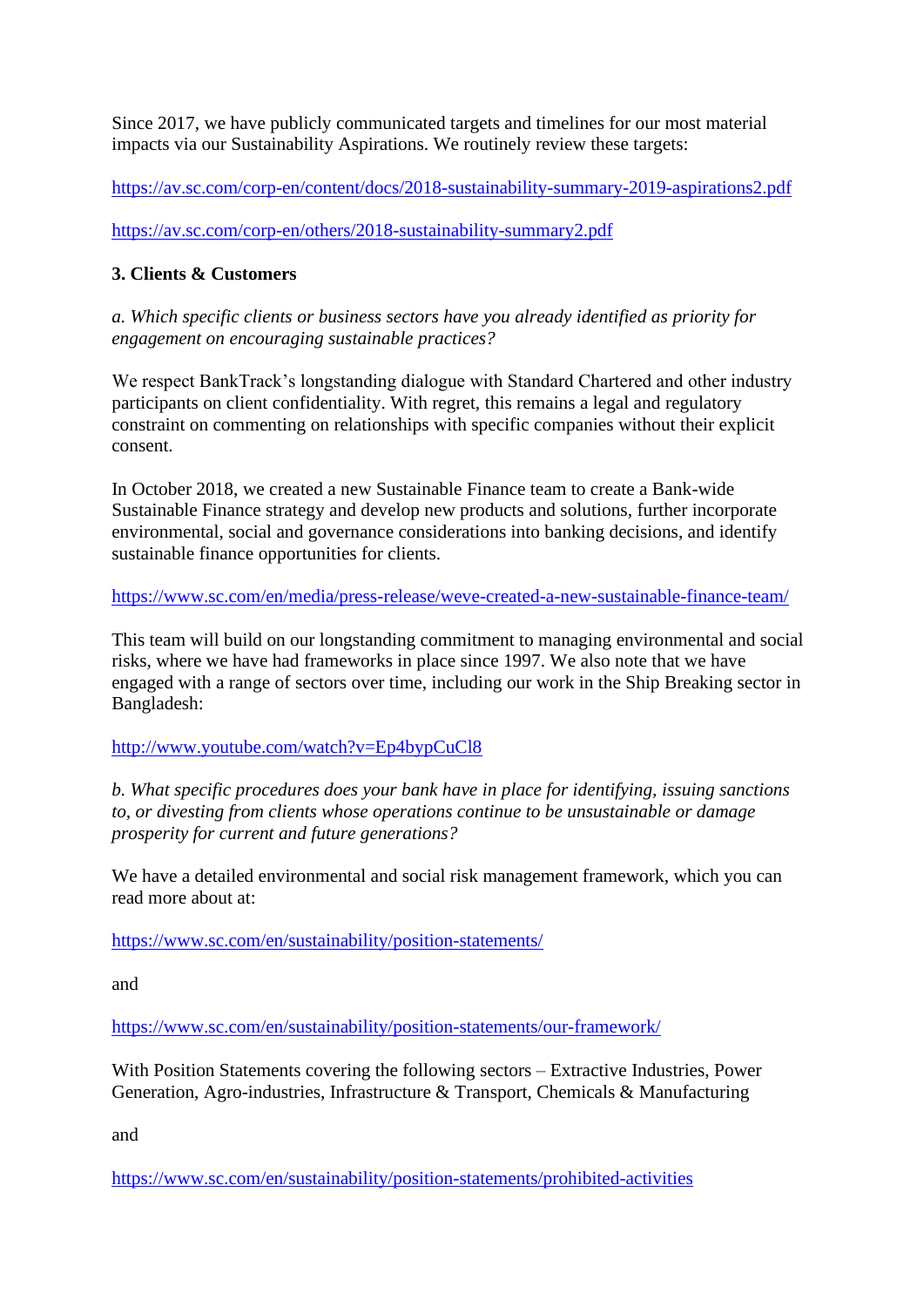Since 2017, we have publicly communicated targets and timelines for our most material impacts via our Sustainability Aspirations. We routinely review these targets:

https://av.sc.com/corp-en/content/docs/2018-sustainability-summary-2019-aspirations2.pdf

https://av.sc.com/corp-en/others/2018-sustainability-summary2.pdf

**3. Clients & Customers**

*a. Which specific clients or business sectors have you already identified as priority for engagement on encouraging sustainable practices?*

We respect BankTrack's longstanding dialogue with Standard Chartered and other industry participants on client confidentiality. With regret, this remains a legal and regulatory constraint on commenting on relationships with specific companies without their explicit consent.

In October 2018, we created a new Sustainable Finance team to create a Bank-wide Sustainable Finance strategy and develop new products and solutions, further incorporate environmental, social and governance considerations into banking decisions, and identify sustainable finance opportunities for clients.

https://www.sc.com/en/media/press-release/weve-created-a-new-sustainable-finance-team/

This team will build on our longstanding commitment to managing environmental and social risks, where we have had frameworks in place since 1997. We also note that we have engaged with a range of sectors over time, including our work in the Ship Breaking sector in Bangladesh:

http://www.youtube.com/watch?v=Ep4bypCuCl8

*b. What specific procedures does your bank have in place for identifying, issuing sanctions to, or divesting from clients whose operations continue to be unsustainable or damage prosperity for current and future generations?*

We have a detailed environmental and social risk management framework, which you can read more about at:

https://www.sc.com/en/sustainability/position-statements/

and

https://www.sc.com/en/sustainability/position-statements/our-framework/

With Position Statements covering the following sectors – Extractive Industries, Power Generation, Agro-industries, Infrastructure & Transport, Chemicals & Manufacturing

and

https://www.sc.com/en/sustainability/position-statements/prohibited-activities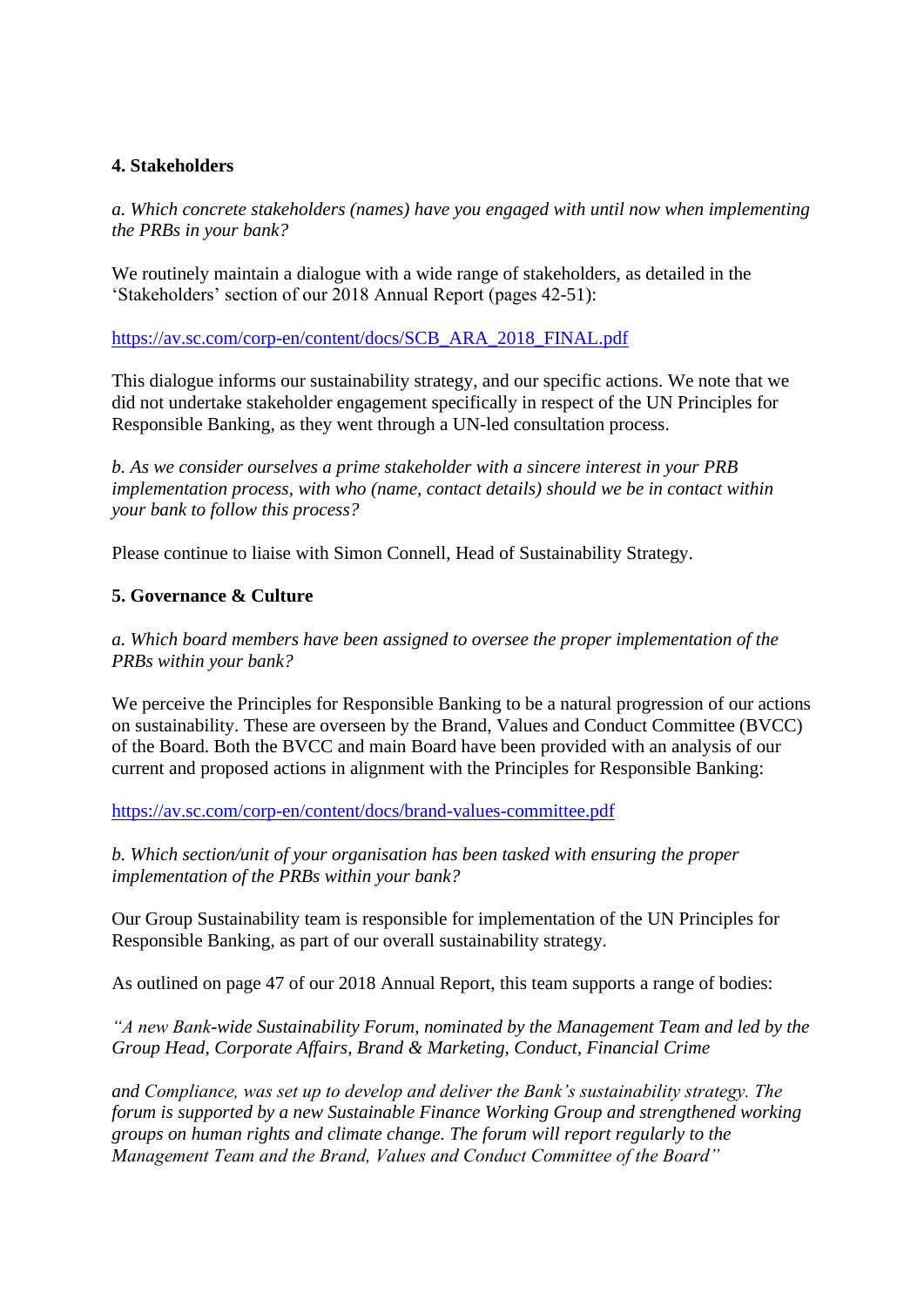**4. Stakeholders**

*a. Which concrete stakeholders (names) have you engaged with until now when implementing the PRBs in your bank?*

We routinely maintain a dialogue with a wide range of stakeholders, as detailed in the 'Stakeholders' section of our 2018 Annual Report (pages 42-51):

https://av.sc.com/corp-en/content/docs/SCB_ARA_2018_FINAL.pdf

This dialogue informs our sustainability strategy, and our specific actions. We note that we did not undertake stakeholder engagement specifically in respect of the UN Principles for Responsible Banking, as they went through a UN-led consultation process.

*b. As we consider ourselves a prime stakeholder with a sincere interest in your PRB implementation process, with who (name, contact details) should we be in contact within your bank to follow this process?*

Please continue to liaise with Simon Connell, Head of Sustainability Strategy.

**5. Governance & Culture**

*a. Which board members have been assigned to oversee the proper implementation of the PRBs within your bank?*

We perceive the Principles for Responsible Banking to be a natural progression of our actions on sustainability. These are overseen by the Brand, Values and Conduct Committee (BVCC) of the Board. Both the BVCC and main Board have been provided with an analysis of our current and proposed actions in alignment with the Principles for Responsible Banking:

https://av.sc.com/corp-en/content/docs/brand-values-committee.pdf

*b. Which section/unit of your organisation has been tasked with ensuring the proper implementation of the PRBs within your bank?*

Our Group Sustainability team is responsible for implementation of the UN Principles for Responsible Banking, as part of our overall sustainability strategy.

As outlined on page 47 of our 2018 Annual Report, this team supports a range of bodies:

*"A new Bank-wide Sustainability Forum, nominated by the Management Team and led by the Group Head, Corporate Affairs, Brand & Marketing, Conduct, Financial Crime*

*and Compliance, was set up to develop and deliver the Bank's sustainability strategy. The forum is supported by a new Sustainable Finance Working Group and strengthened working groups on human rights and climate change. The forum will report regularly to the Management Team and the Brand, Values and Conduct Committee of the Board"*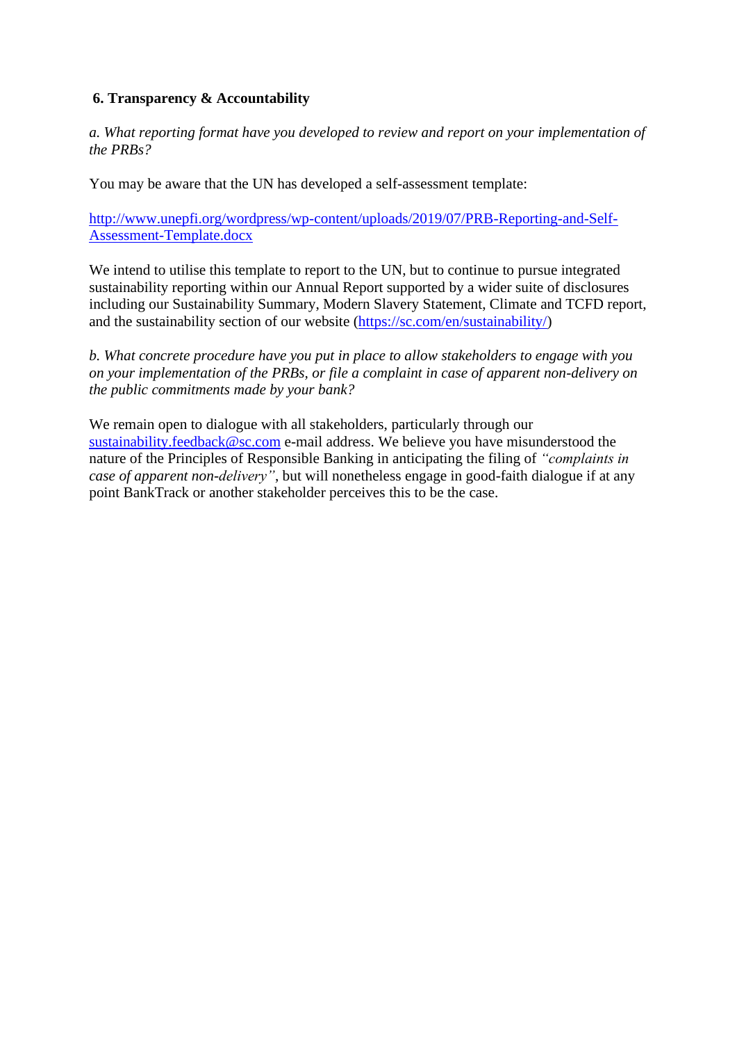### 6. Transparency & Accountability

*a. What reporting format have you developed to review and report on your implementation of the PRBs?*

You may be aware that the UN has developed a self-assessment template:

[http://www.unepfi.org/wordpress/wp-content/uploads/2019/07/PRB-Reporting-and-Self-Assessment-Template.docx](http://www.unepfi.org/wordpress/wp-content/uploads/2019/07/PRB-Reporting-and-Self-Assessment-Template.docx)

We intend to utilise this template to report to the UN, but to continue to pursue integrated sustainability reporting within our Annual Report supported by a wider suite of disclosures including our Sustainability Summary, Modern Slavery Statement, Climate and TCFD report, and the sustainability section of our website ([https://sc.com/en/sustainability/](https://sc.com/en/sustainability/))

*b. What concrete procedure have you put in place to allow stakeholders to engage with you on your implementation of the PRBs, or file a complaint in case of apparent non-delivery on the public commitments made by your bank?*

We remain open to dialogue with all stakeholders, particularly through our [sustainability.feedback@sc.com](mailto:sustainability.feedback@sc.com) e-mail address. We believe you have misunderstood the nature of the Principles of Responsible Banking in anticipating the filing of *"complaints in case of apparent non-delivery"*, but will nonetheless engage in good-faith dialogue if at any point BankTrack or another stakeholder perceives this to be the case.